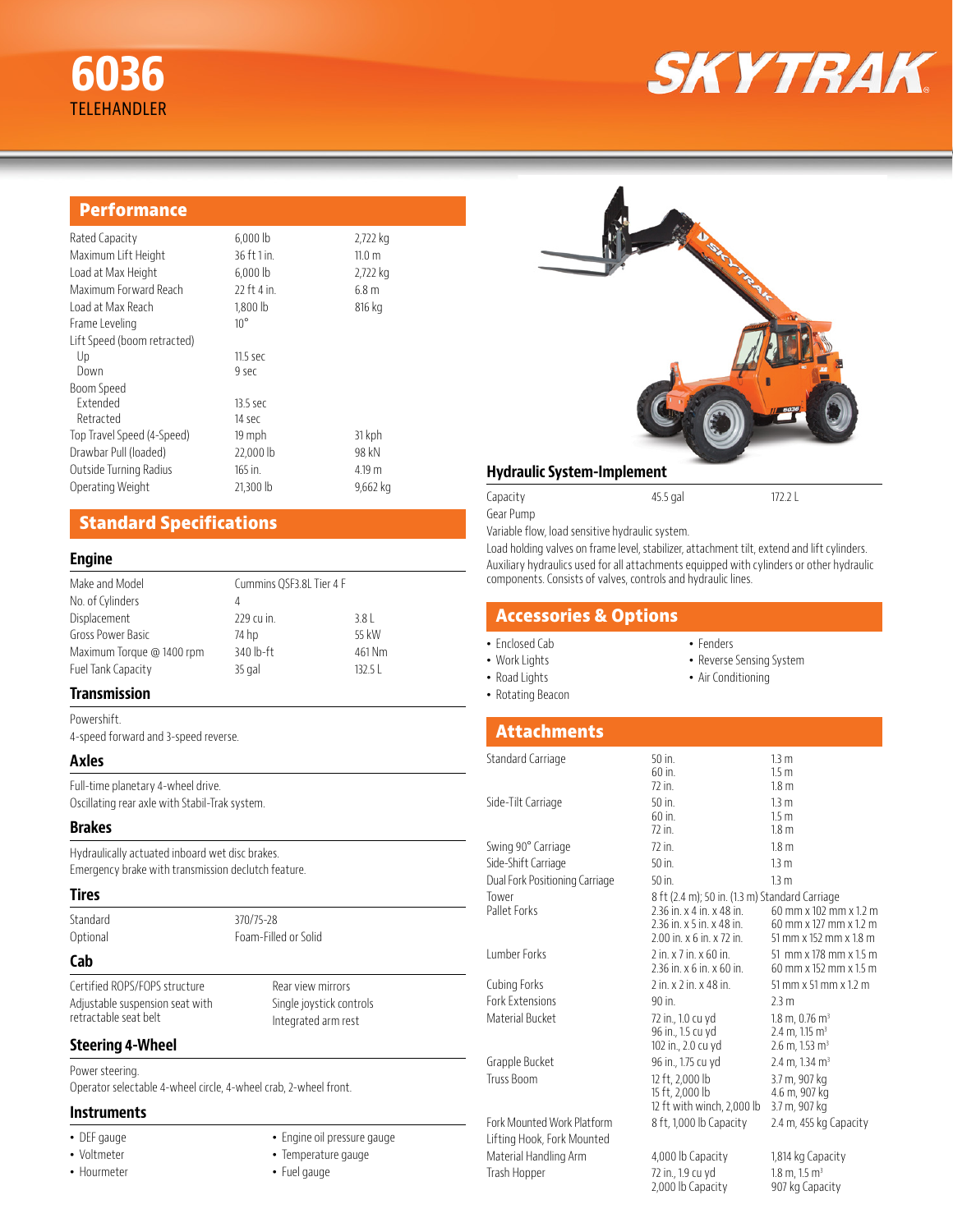# 6036

TELEHANDLER

SKYTRAK

## Performance

| | | |
|---|---|---|
| Rated Capacity | 6,000 lb | 2,722 kg |
| Maximum Lift Height | 36 ft 1 in. | 11.0 m |
| Load at Max Height | 6,000 lb | 2,722 kg |
| Maximum Forward Reach | 22 ft 4 in. | 6.8 m |
| Load at Max Reach | 1,800 lb | 816 kg |
| Frame Leveling | 10° | |
| Lift Speed (boom retracted) | | |
| Up | 11.5 sec | |
| Down | 9 sec | |
| Boom Speed | | |
| Extended | 13.5 sec | |
| Retracted | 14 sec | |
| Top Travel Speed (4-Speed) | 19 mph | 31 kph |
| Drawbar Pull (loaded) | 22,000 lb | 98 kN |
| Outside Turning Radius | 165 in. | 4.19 m |
| Operating Weight | 21,300 lb | 9,662 kg |

## Standard Specifications

### Engine

| | | |
|---|---|---|
| Make and Model | Cummins QSF3.8L Tier 4 F | |
| No. of Cylinders | 4 | |
| Displacement | 229 cu in. | 3.8 L |
| Gross Power Basic | 74 hp | 55 kW |
| Maximum Torque @ 1400 rpm | 340 lb-ft | 461 Nm |
| Fuel Tank Capacity | 35 gal | 132.5 L |

### Transmission

Powershift.
4-speed forward and 3-speed reverse.

### Axles

Full-time planetary 4-wheel drive.
Oscillating rear axle with Stabil-Trak system.

### Brakes

Hydraulically actuated inboard wet disc brakes.
Emergency brake with transmission declutch feature.

### Tires

| | |
|---|---|
| Standard | 370/75-28 |
| Optional | Foam-Filled or Solid |

### Cab

- Certified ROPS/FOPS structure
- Adjustable suspension seat with retractable seat belt
- Rear view mirrors
- Single joystick controls
- Integrated arm rest

### Steering 4-Wheel

Power steering.
Operator selectable 4-wheel circle, 4-wheel crab, 2-wheel front.

### Instruments

- DEF gauge
- Voltmeter
- Hourmeter
- Engine oil pressure gauge
- Temperature gauge
- Fuel gauge

### Hydraulic System-Implement

| | | |
|---|---|---|
| Capacity | 45.5 gal | 172.2 L |
| Gear Pump | | |

Variable flow, load sensitive hydraulic system.

Load holding valves on frame level, stabilizer, attachment tilt, extend and lift cylinders.

Auxiliary hydraulics used for all attachments equipped with cylinders or other hydraulic components. Consists of valves, controls and hydraulic lines.

## Accessories & Options

- Enclosed Cab
- Work Lights
- Road Lights
- Rotating Beacon
- Fenders
- Reverse Sensing System
- Air Conditioning

## Attachments

| | | |
|---|---|---|
| Standard Carriage | 50 in.<br>60 in.<br>72 in. | 1.3 m<br>1.5 m<br>1.8 m |
| Side-Tilt Carriage | 50 in.<br>60 in.<br>72 in. | 1.3 m<br>1.5 m<br>1.8 m |
| Swing 90° Carriage | 72 in. | 1.8 m |
| Side-Shift Carriage | 50 in. | 1.3 m |
| Dual Fork Positioning Carriage | 50 in. | 1.3 m |
| Tower | 8 ft (2.4 m); 50 in. (1.3 m) Standard Carriage | |
| Pallet Forks | 2.36 in. x 4 in. x 48 in.<br>2.36 in. x 5 in. x 48 in.<br>2.00 in. x 6 in. x 72 in. | 60 mm x 102 mm x 1.2 m<br>60 mm x 127 mm x 1.2 m<br>51 mm x 152 mm x 1.8 m |
| Lumber Forks | 2 in. x 7 in. x 60 in.<br>2.36 in. x 6 in. x 60 in. | 51 mm x 178 mm x 1.5 m<br>60 mm x 152 mm x 1.5 m |
| Cubing Forks | 2 in. x 2 in. x 48 in. | 51 mm x 51 mm x 1.2 m |
| Fork Extensions | 90 in. | 2.3 m |
| Material Bucket | 72 in., 1.0 cu yd<br>96 in., 1.5 cu yd<br>102 in., 2.0 cu yd | 1.8 m, 0.76 m³<br>2.4 m, 1.15 m³<br>2.6 m, 1.53 m³ |
| Grapple Bucket | 96 in., 1.75 cu yd | 2.4 m, 1.34 m³ |
| Truss Boom | 12 ft, 2,000 lb<br>15 ft, 2,000 lb<br>12 ft with winch, 2,000 lb | 3.7 m, 907 kg<br>4.6 m, 907 kg<br>3.7 m, 907 kg |
| Fork Mounted Work Platform | 8 ft, 1,000 lb Capacity | 2.4 m, 455 kg Capacity |
| Lifting Hook, Fork Mounted | | |
| Material Handling Arm | 4,000 lb Capacity | 1,814 kg Capacity |
| Trash Hopper | 72 in., 1.9 cu yd<br>2,000 lb Capacity | 1.8 m, 1.5 m³<br>907 kg Capacity |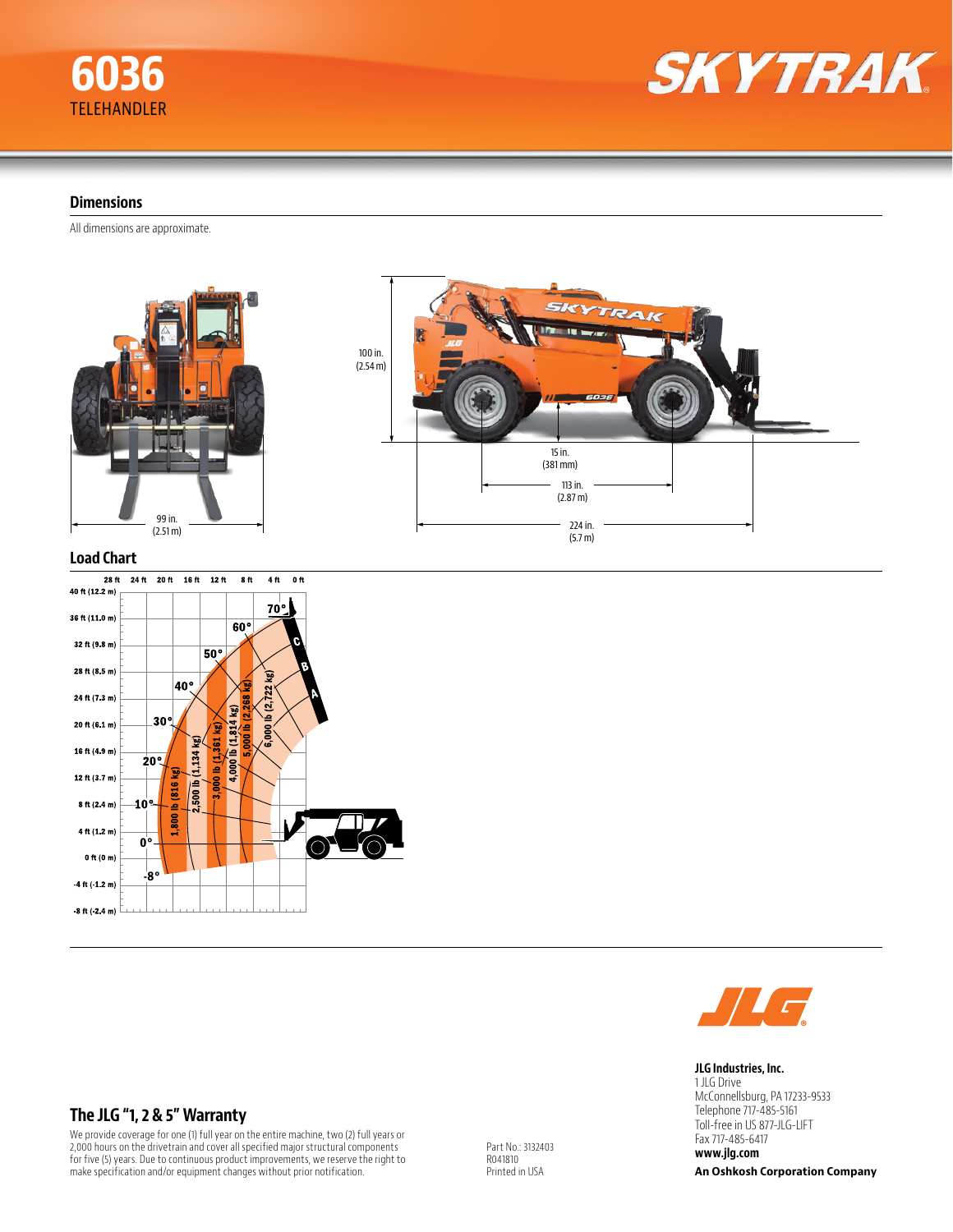# 6036
TELEHANDLER

SKYTRAK

## Dimensions

All dimensions are approximate.

100 in.
(2.54 m)

15 in.
(381 mm)

113 in.
(2.87 m)

224 in.
(5.7 m)

99 in.
(2.51 m)

## Load Chart

28 ft 24 ft 20 ft 16 ft 12 ft 8 ft 4 ft 0 ft

40 ft (12.2 m)
36 ft (11.0 m)
32 ft (9.8 m)
28 ft (8.5 m)
24 ft (7.3 m)
20 ft (6.1 m)
16 ft (4.9 m)
12 ft (3.7 m)
8 ft (2.4 m)
4 ft (1.2 m)
0 ft (0 m)
-4 ft (-1.2 m)
-8 ft (-2.4 m)

70°
60°
50°
40°
30°
20°
10°
0°
-8°

C
B
A

1,800 lb (816 kg)
2,500 lb (1,134 kg)
3,000 lb (1,361 kg)
4,000 lb (1,814 kg)
5,000 lb (2,268 kg)
6,000 lb (2,722 kg)

## The JLG "1, 2 & 5" Warranty

We provide coverage for one (1) full year on the entire machine, two (2) full years or 2,000 hours on the drivetrain and cover all specified major structural components for five (5) years. Due to continuous product improvements, we reserve the right to make specification and/or equipment changes without prior notification.

Part No.: 3132403
R041810
Printed in USA

JLG

**JLG Industries, Inc.**
1 JLG Drive
McConnellsburg, PA 17233-9533
Telephone 717-485-5161
Toll-free in US 877-JLG-LIFT
Fax 717-485-6417
**www.jlg.com**
**An Oshkosh Corporation Company**